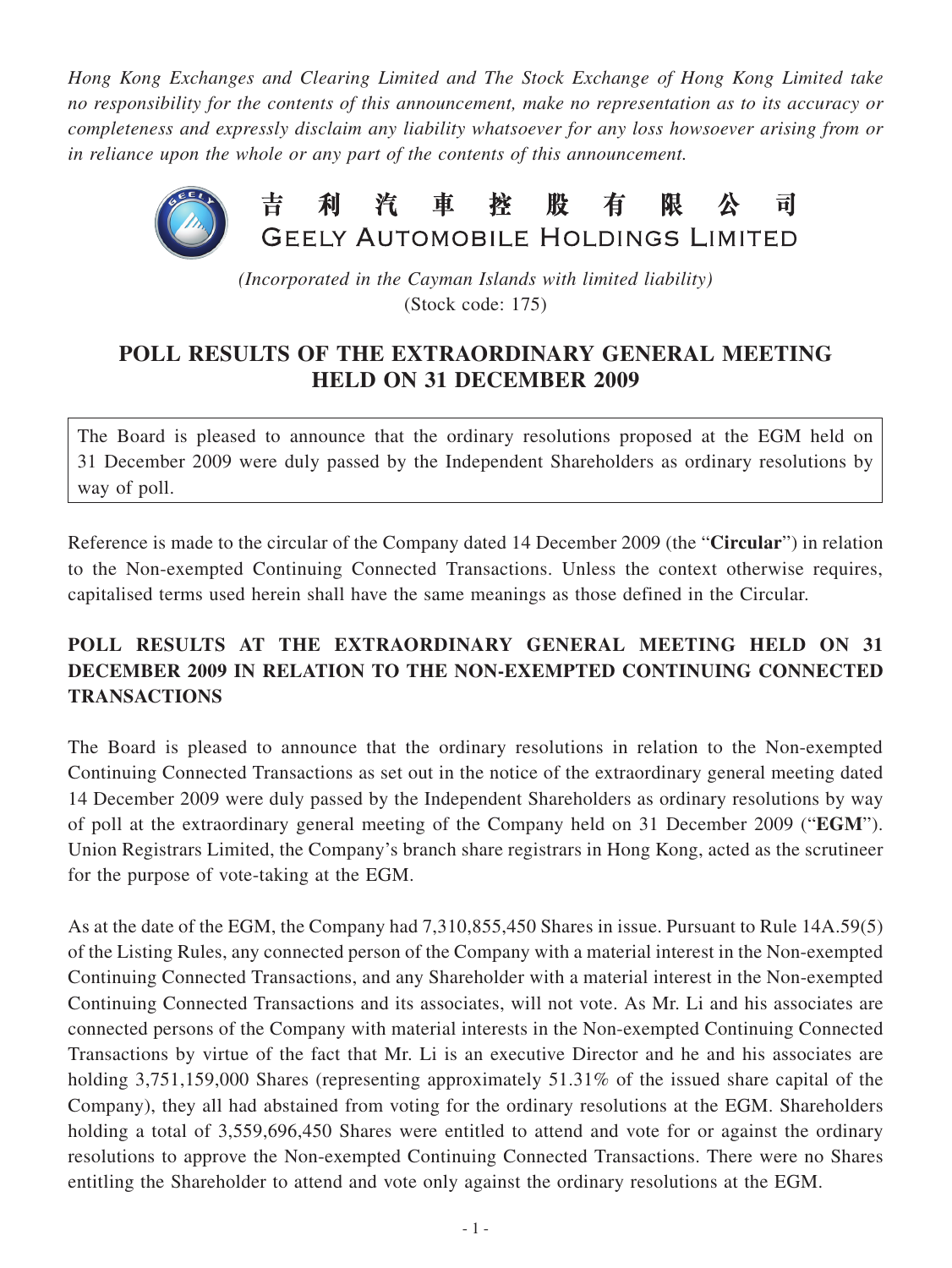*Hong Kong Exchanges and Clearing Limited and The Stock Exchange of Hong Kong Limited take no responsibility for the contents of this announcement, make no representation as to its accuracy or completeness and expressly disclaim any liability whatsoever for any loss howsoever arising from or in reliance upon the whole or any part of the contents of this announcement.*

# 吉利汽車控股有限公司
# GEELY AUTOMOBILE HOLDINGS LIMITED

*(Incorporated in the Cayman Islands with limited liability)*
(Stock code: 175)

## POLL RESULTS OF THE EXTRAORDINARY GENERAL MEETING HELD ON 31 DECEMBER 2009

The Board is pleased to announce that the ordinary resolutions proposed at the EGM held on 31 December 2009 were duly passed by the Independent Shareholders as ordinary resolutions by way of poll.

Reference is made to the circular of the Company dated 14 December 2009 (the "**Circular**") in relation to the Non-exempted Continuing Connected Transactions. Unless the context otherwise requires, capitalised terms used herein shall have the same meanings as those defined in the Circular.

## POLL RESULTS AT THE EXTRAORDINARY GENERAL MEETING HELD ON 31 DECEMBER 2009 IN RELATION TO THE NON-EXEMPTED CONTINUING CONNECTED TRANSACTIONS

The Board is pleased to announce that the ordinary resolutions in relation to the Non-exempted Continuing Connected Transactions as set out in the notice of the extraordinary general meeting dated 14 December 2009 were duly passed by the Independent Shareholders as ordinary resolutions by way of poll at the extraordinary general meeting of the Company held on 31 December 2009 ("**EGM**"). Union Registrars Limited, the Company's branch share registrars in Hong Kong, acted as the scrutineer for the purpose of vote-taking at the EGM.

As at the date of the EGM, the Company had 7,310,855,450 Shares in issue. Pursuant to Rule 14A.59(5) of the Listing Rules, any connected person of the Company with a material interest in the Non-exempted Continuing Connected Transactions, and any Shareholder with a material interest in the Non-exempted Continuing Connected Transactions and its associates, will not vote. As Mr. Li and his associates are connected persons of the Company with material interests in the Non-exempted Continuing Connected Transactions by virtue of the fact that Mr. Li is an executive Director and he and his associates are holding 3,751,159,000 Shares (representing approximately 51.31% of the issued share capital of the Company), they all had abstained from voting for the ordinary resolutions at the EGM. Shareholders holding a total of 3,559,696,450 Shares were entitled to attend and vote for or against the ordinary resolutions to approve the Non-exempted Continuing Connected Transactions. There were no Shares entitling the Shareholder to attend and vote only against the ordinary resolutions at the EGM.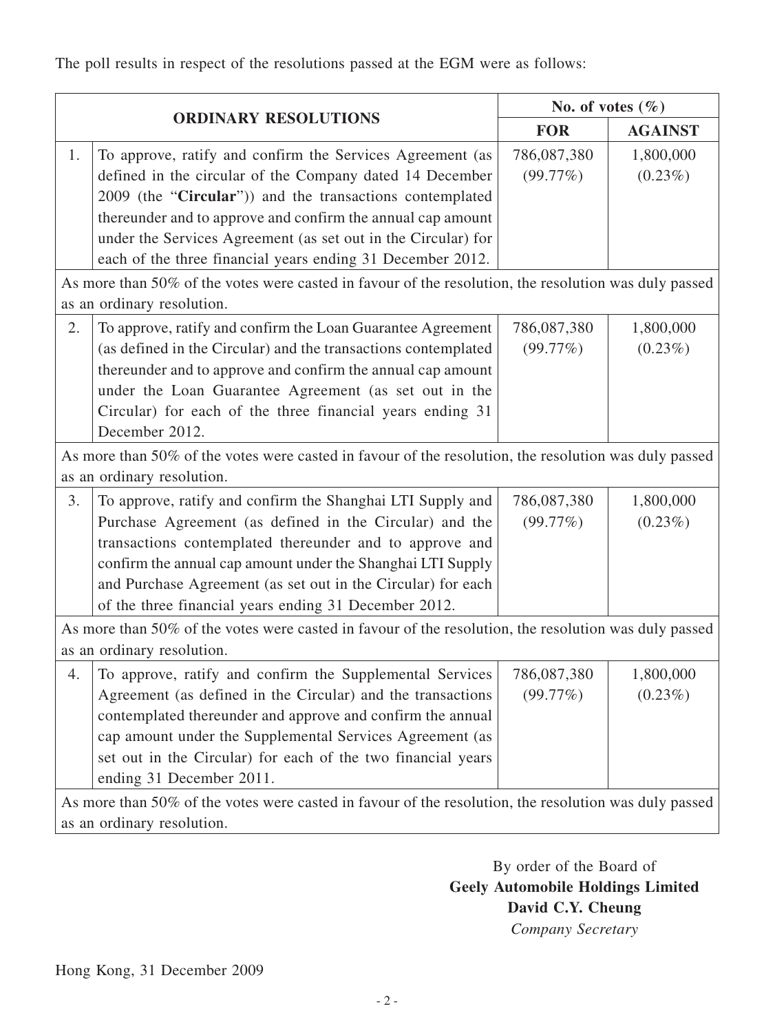The poll results in respect of the resolutions passed at the EGM were as follows:

| ORDINARY RESOLUTIONS | | No. of votes (%) | |
|---|---|---|---|
| | | **FOR** | **AGAINST** |
| 1. | To approve, ratify and confirm the Services Agreement (as defined in the circular of the Company dated 14 December 2009 (the "**Circular**")) and the transactions contemplated thereunder and to approve and confirm the annual cap amount under the Services Agreement (as set out in the Circular) for each of the three financial years ending 31 December 2012. | 786,087,380 (99.77%) | 1,800,000 (0.23%) |
| As more than 50% of the votes were casted in favour of the resolution, the resolution was duly passed as an ordinary resolution. | | | |
| 2. | To approve, ratify and confirm the Loan Guarantee Agreement (as defined in the Circular) and the transactions contemplated thereunder and to approve and confirm the annual cap amount under the Loan Guarantee Agreement (as set out in the Circular) for each of the three financial years ending 31 December 2012. | 786,087,380 (99.77%) | 1,800,000 (0.23%) |
| As more than 50% of the votes were casted in favour of the resolution, the resolution was duly passed as an ordinary resolution. | | | |
| 3. | To approve, ratify and confirm the Shanghai LTI Supply and Purchase Agreement (as defined in the Circular) and the transactions contemplated thereunder and to approve and confirm the annual cap amount under the Shanghai LTI Supply and Purchase Agreement (as set out in the Circular) for each of the three financial years ending 31 December 2012. | 786,087,380 (99.77%) | 1,800,000 (0.23%) |
| As more than 50% of the votes were casted in favour of the resolution, the resolution was duly passed as an ordinary resolution. | | | |
| 4. | To approve, ratify and confirm the Supplemental Services Agreement (as defined in the Circular) and the transactions contemplated thereunder and approve and confirm the annual cap amount under the Supplemental Services Agreement (as set out in the Circular) for each of the two financial years ending 31 December 2011. | 786,087,380 (99.77%) | 1,800,000 (0.23%) |
| As more than 50% of the votes were casted in favour of the resolution, the resolution was duly passed as an ordinary resolution. | | | |

By order of the Board of
**Geely Automobile Holdings Limited**
**David C.Y. Cheung**
*Company Secretary*

Hong Kong, 31 December 2009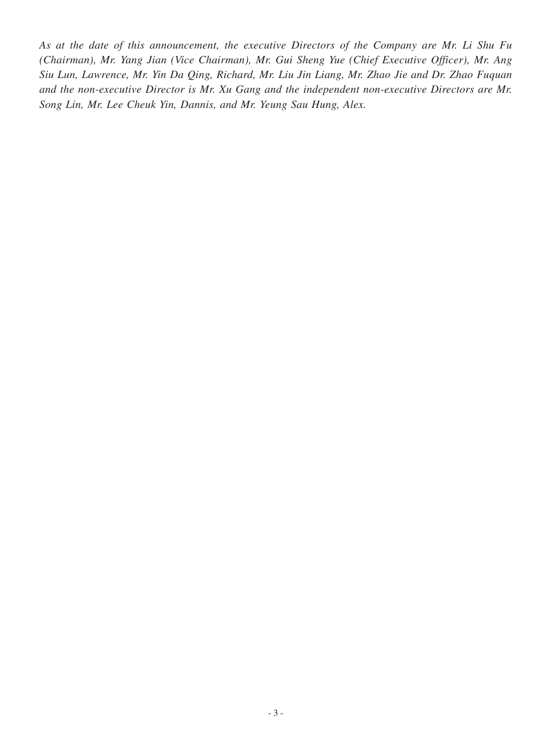*As at the date of this announcement, the executive Directors of the Company are Mr. Li Shu Fu (Chairman), Mr. Yang Jian (Vice Chairman), Mr. Gui Sheng Yue (Chief Executive Officer), Mr. Ang Siu Lun, Lawrence, Mr. Yin Da Qing, Richard, Mr. Liu Jin Liang, Mr. Zhao Jie and Dr. Zhao Fuquan and the non-executive Director is Mr. Xu Gang and the independent non-executive Directors are Mr. Song Lin, Mr. Lee Cheuk Yin, Dannis, and Mr. Yeung Sau Hung, Alex.*